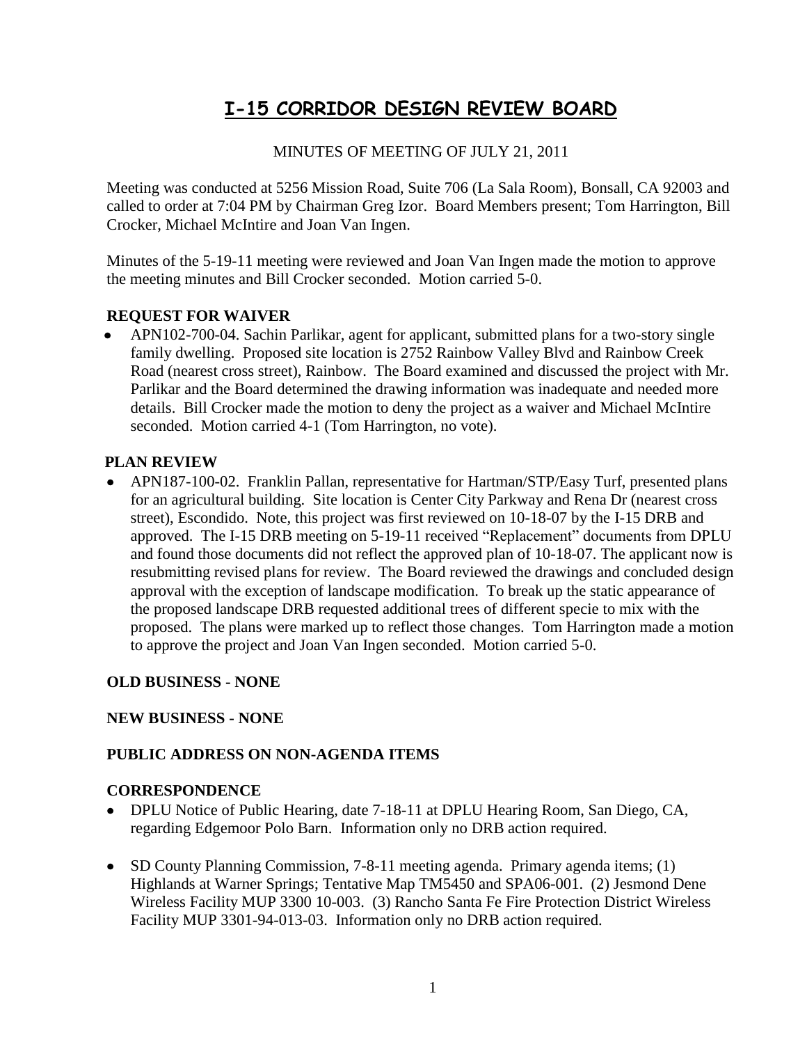# I-15 CORRIDOR DESIGN REVIEW BOARD

MINUTES OF MEETING OF JULY 21, 2011

Meeting was conducted at 5256 Mission Road, Suite 706 (La Sala Room), Bonsall, CA 92003 and called to order at 7:04 PM by Chairman Greg Izor. Board Members present; Tom Harrington, Bill Crocker, Michael McIntire and Joan Van Ingen.

Minutes of the 5-19-11 meeting were reviewed and Joan Van Ingen made the motion to approve the meeting minutes and Bill Crocker seconded. Motion carried 5-0.

**REQUEST FOR WAIVER**

- APN102-700-04. Sachin Parlikar, agent for applicant, submitted plans for a two-story single family dwelling. Proposed site location is 2752 Rainbow Valley Blvd and Rainbow Creek Road (nearest cross street), Rainbow. The Board examined and discussed the project with Mr. Parlikar and the Board determined the drawing information was inadequate and needed more details. Bill Crocker made the motion to deny the project as a waiver and Michael McIntire seconded. Motion carried 4-1 (Tom Harrington, no vote).

**PLAN REVIEW**

- APN187-100-02. Franklin Pallan, representative for Hartman/STP/Easy Turf, presented plans for an agricultural building. Site location is Center City Parkway and Rena Dr (nearest cross street), Escondido. Note, this project was first reviewed on 10-18-07 by the I-15 DRB and approved. The I-15 DRB meeting on 5-19-11 received "Replacement" documents from DPLU and found those documents did not reflect the approved plan of 10-18-07. The applicant now is resubmitting revised plans for review. The Board reviewed the drawings and concluded design approval with the exception of landscape modification. To break up the static appearance of the proposed landscape DRB requested additional trees of different specie to mix with the proposed. The plans were marked up to reflect those changes. Tom Harrington made a motion to approve the project and Joan Van Ingen seconded. Motion carried 5-0.

**OLD BUSINESS - NONE**

**NEW BUSINESS - NONE**

**PUBLIC ADDRESS ON NON-AGENDA ITEMS**

**CORRESPONDENCE**

- DPLU Notice of Public Hearing, date 7-18-11 at DPLU Hearing Room, San Diego, CA, regarding Edgemoor Polo Barn. Information only no DRB action required.

- SD County Planning Commission, 7-8-11 meeting agenda. Primary agenda items; (1) Highlands at Warner Springs; Tentative Map TM5450 and SPA06-001. (2) Jesmond Dene Wireless Facility MUP 3300 10-003. (3) Rancho Santa Fe Fire Protection District Wireless Facility MUP 3301-94-013-03. Information only no DRB action required.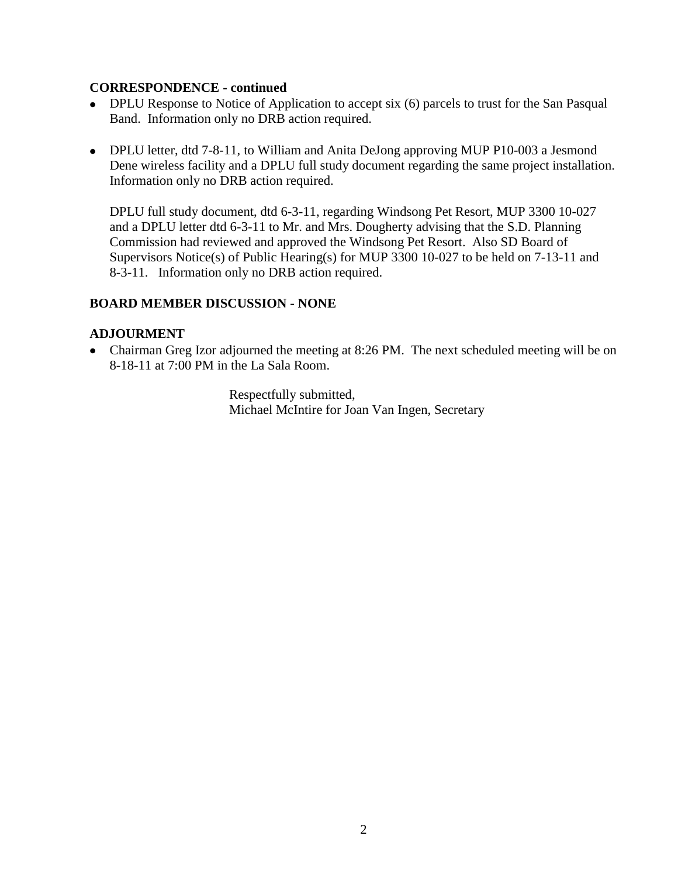**CORRESPONDENCE - continued**

- DPLU Response to Notice of Application to accept six (6) parcels to trust for the San Pasqual Band. Information only no DRB action required.

- DPLU letter, dtd 7-8-11, to William and Anita DeJong approving MUP P10-003 a Jesmond Dene wireless facility and a DPLU full study document regarding the same project installation. Information only no DRB action required.

  DPLU full study document, dtd 6-3-11, regarding Windsong Pet Resort, MUP 3300 10-027 and a DPLU letter dtd 6-3-11 to Mr. and Mrs. Dougherty advising that the S.D. Planning Commission had reviewed and approved the Windsong Pet Resort. Also SD Board of Supervisors Notice(s) of Public Hearing(s) for MUP 3300 10-027 to be held on 7-13-11 and 8-3-11. Information only no DRB action required.

**BOARD MEMBER DISCUSSION - NONE**

**ADJOURMENT**

- Chairman Greg Izor adjourned the meeting at 8:26 PM. The next scheduled meeting will be on 8-18-11 at 7:00 PM in the La Sala Room.

Respectfully submitted,
Michael McIntire for Joan Van Ingen, Secretary